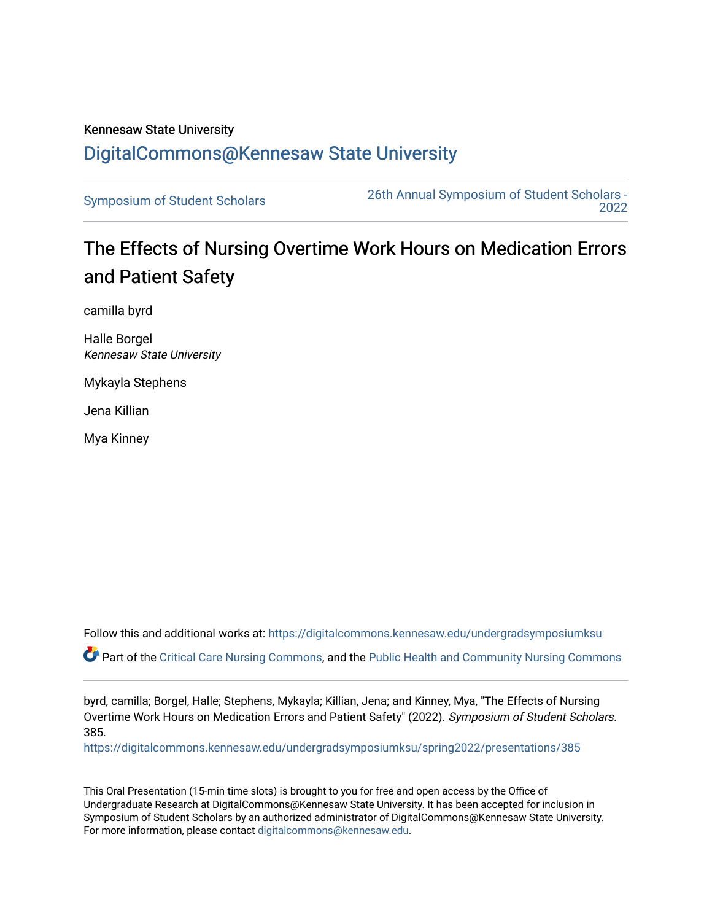Kennesaw State University

# DigitalCommons@Kennesaw State University

Symposium of Student Scholars

26th Annual Symposium of Student Scholars - 2022

## The Effects of Nursing Overtime Work Hours on Medication Errors and Patient Safety

camilla byrd

Halle Borgel
*Kennesaw State University*

Mykayla Stephens

Jena Killian

Mya Kinney

Follow this and additional works at: https://digitalcommons.kennesaw.edu/undergradsymposiumksu

Part of the Critical Care Nursing Commons, and the Public Health and Community Nursing Commons

byrd, camilla; Borgel, Halle; Stephens, Mykayla; Killian, Jena; and Kinney, Mya, "The Effects of Nursing Overtime Work Hours on Medication Errors and Patient Safety" (2022). *Symposium of Student Scholars*. 385.
https://digitalcommons.kennesaw.edu/undergradsymposiumksu/spring2022/presentations/385

This Oral Presentation (15-min time slots) is brought to you for free and open access by the Office of Undergraduate Research at DigitalCommons@Kennesaw State University. It has been accepted for inclusion in Symposium of Student Scholars by an authorized administrator of DigitalCommons@Kennesaw State University. For more information, please contact digitalcommons@kennesaw.edu.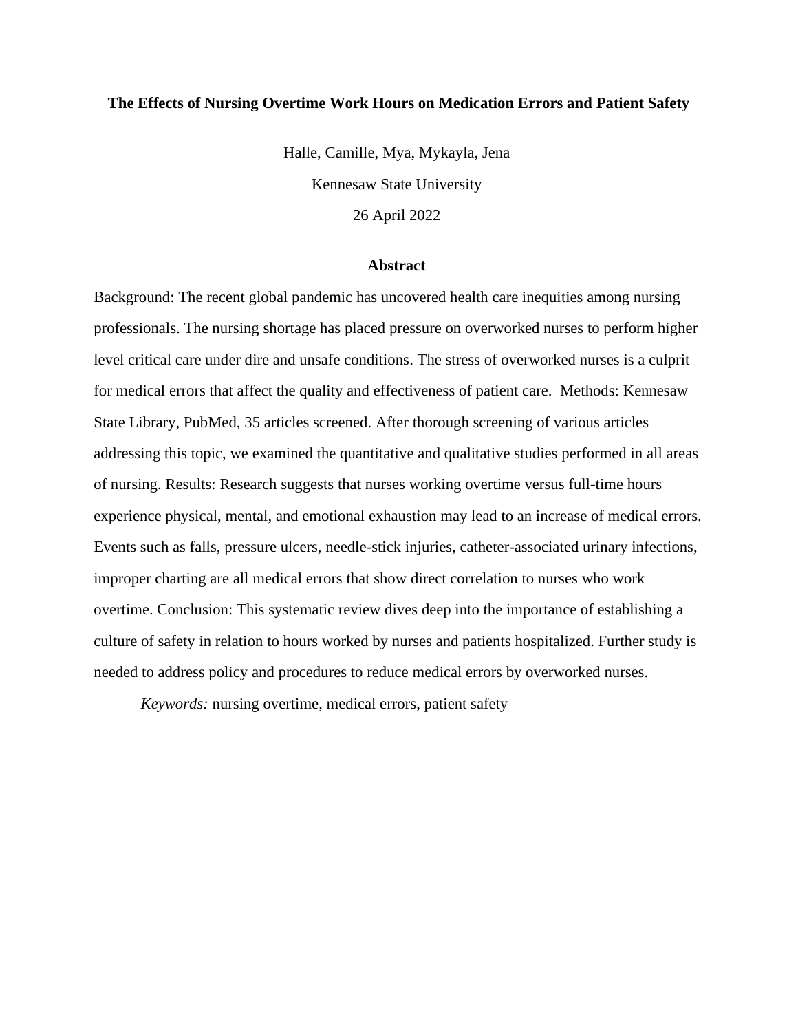**The Effects of Nursing Overtime Work Hours on Medication Errors and Patient Safety**

Halle, Camille, Mya, Mykayla, Jena

Kennesaw State University

26 April 2022

**Abstract**

Background: The recent global pandemic has uncovered health care inequities among nursing professionals. The nursing shortage has placed pressure on overworked nurses to perform higher level critical care under dire and unsafe conditions. The stress of overworked nurses is a culprit for medical errors that affect the quality and effectiveness of patient care. Methods: Kennesaw State Library, PubMed, 35 articles screened. After thorough screening of various articles addressing this topic, we examined the quantitative and qualitative studies performed in all areas of nursing. Results: Research suggests that nurses working overtime versus full-time hours experience physical, mental, and emotional exhaustion may lead to an increase of medical errors. Events such as falls, pressure ulcers, needle-stick injuries, catheter-associated urinary infections, improper charting are all medical errors that show direct correlation to nurses who work overtime. Conclusion: This systematic review dives deep into the importance of establishing a culture of safety in relation to hours worked by nurses and patients hospitalized. Further study is needed to address policy and procedures to reduce medical errors by overworked nurses.

*Keywords:* nursing overtime, medical errors, patient safety